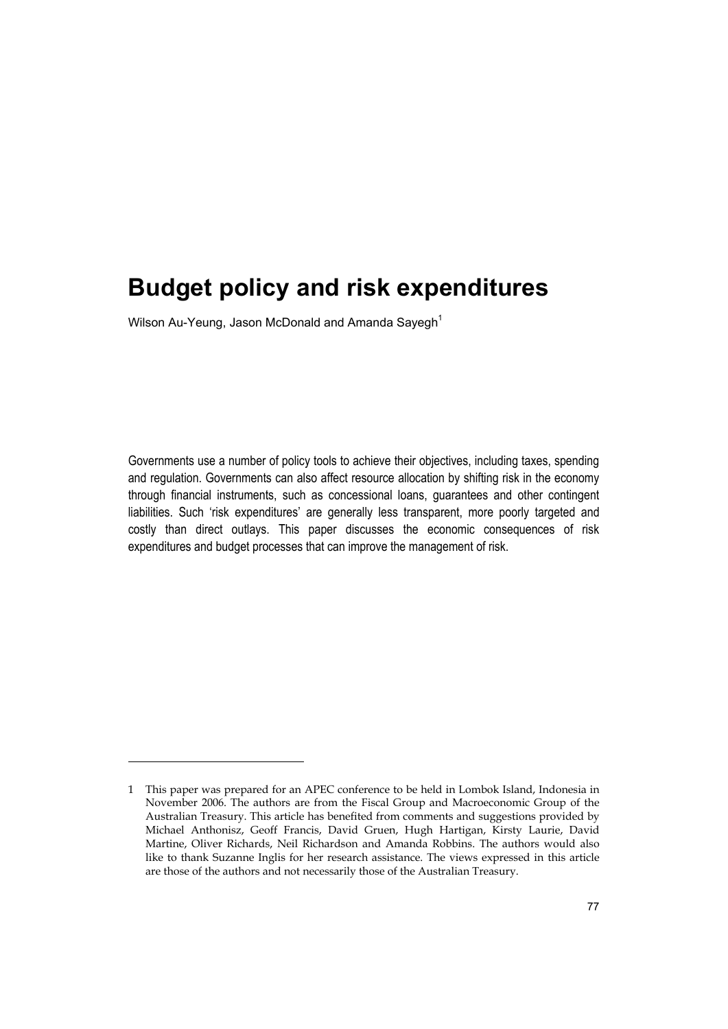# Budget policy and risk expenditures

Wilson Au-Yeung, Jason McDonald and Amanda Sayegh[1]

Governments use a number of policy tools to achieve their objectives, including taxes, spending and regulation. Governments can also affect resource allocation by shifting risk in the economy through financial instruments, such as concessional loans, guarantees and other contingent liabilities. Such 'risk expenditures' are generally less transparent, more poorly targeted and costly than direct outlays. This paper discusses the economic consequences of risk expenditures and budget processes that can improve the management of risk.

1 This paper was prepared for an APEC conference to be held in Lombok Island, Indonesia in November 2006. The authors are from the Fiscal Group and Macroeconomic Group of the Australian Treasury. This article has benefited from comments and suggestions provided by Michael Anthonisz, Geoff Francis, David Gruen, Hugh Hartigan, Kirsty Laurie, David Martine, Oliver Richards, Neil Richardson and Amanda Robbins. The authors would also like to thank Suzanne Inglis for her research assistance. The views expressed in this article are those of the authors and not necessarily those of the Australian Treasury.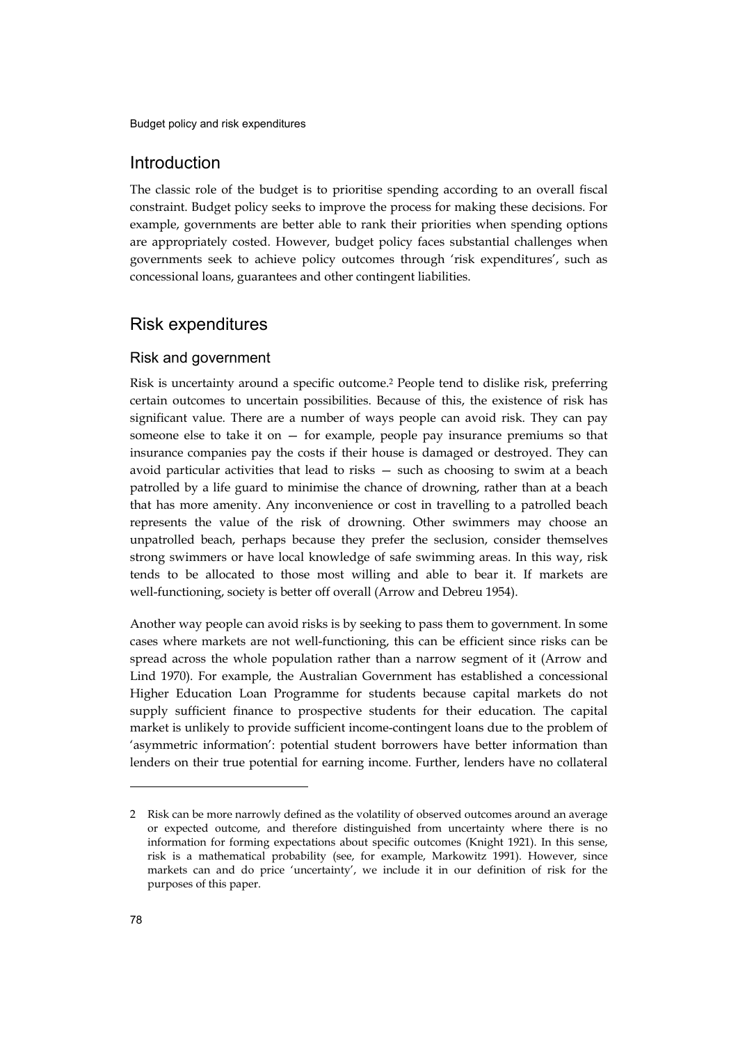# Introduction

The classic role of the budget is to prioritise spending according to an overall fiscal constraint. Budget policy seeks to improve the process for making these decisions. For example, governments are better able to rank their priorities when spending options are appropriately costed. However, budget policy faces substantial challenges when governments seek to achieve policy outcomes through 'risk expenditures', such as concessional loans, guarantees and other contingent liabilities.

# Risk expenditures

## Risk and government

Risk is uncertainty around a specific outcome.[2] People tend to dislike risk, preferring certain outcomes to uncertain possibilities. Because of this, the existence of risk has significant value. There are a number of ways people can avoid risk. They can pay someone else to take it on — for example, people pay insurance premiums so that insurance companies pay the costs if their house is damaged or destroyed. They can avoid particular activities that lead to risks — such as choosing to swim at a beach patrolled by a life guard to minimise the chance of drowning, rather than at a beach that has more amenity. Any inconvenience or cost in travelling to a patrolled beach represents the value of the risk of drowning. Other swimmers may choose an unpatrolled beach, perhaps because they prefer the seclusion, consider themselves strong swimmers or have local knowledge of safe swimming areas. In this way, risk tends to be allocated to those most willing and able to bear it. If markets are well-functioning, society is better off overall (Arrow and Debreu 1954).

Another way people can avoid risks is by seeking to pass them to government. In some cases where markets are not well-functioning, this can be efficient since risks can be spread across the whole population rather than a narrow segment of it (Arrow and Lind 1970). For example, the Australian Government has established a concessional Higher Education Loan Programme for students because capital markets do not supply sufficient finance to prospective students for their education. The capital market is unlikely to provide sufficient income-contingent loans due to the problem of 'asymmetric information': potential student borrowers have better information than lenders on their true potential for earning income. Further, lenders have no collateral

---

2 Risk can be more narrowly defined as the volatility of observed outcomes around an average or expected outcome, and therefore distinguished from uncertainty where there is no information for forming expectations about specific outcomes (Knight 1921). In this sense, risk is a mathematical probability (see, for example, Markowitz 1991). However, since markets can and do price 'uncertainty', we include it in our definition of risk for the purposes of this paper.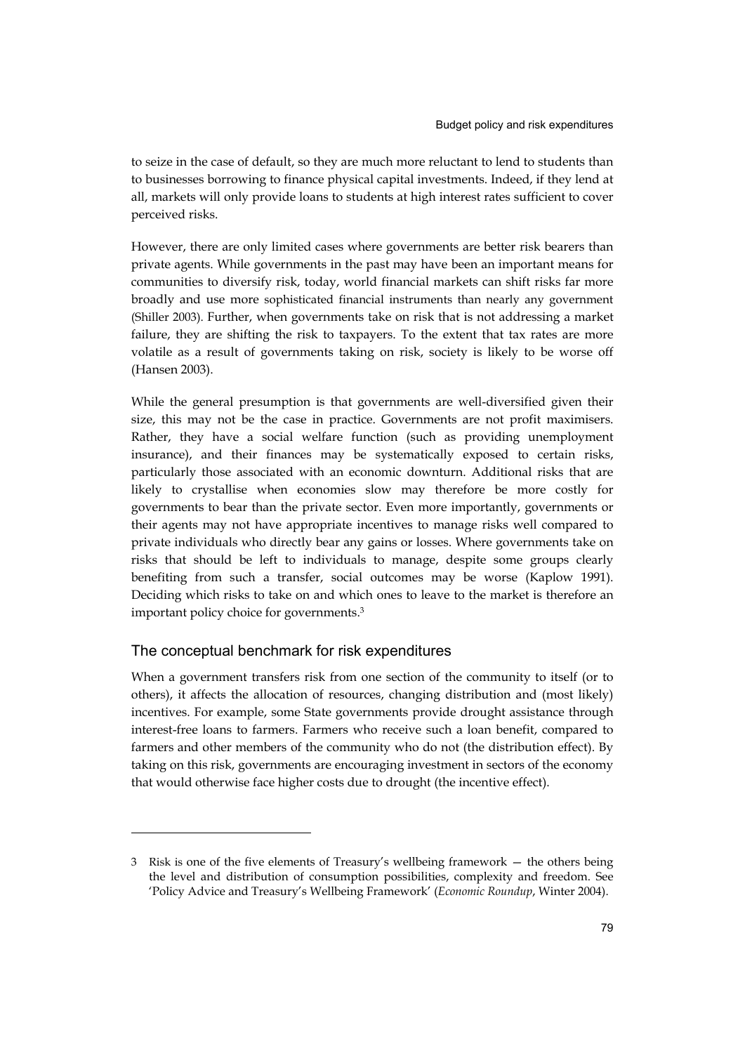to seize in the case of default, so they are much more reluctant to lend to students than to businesses borrowing to finance physical capital investments. Indeed, if they lend at all, markets will only provide loans to students at high interest rates sufficient to cover perceived risks.

However, there are only limited cases where governments are better risk bearers than private agents. While governments in the past may have been an important means for communities to diversify risk, today, world financial markets can shift risks far more broadly and use more sophisticated financial instruments than nearly any government (Shiller 2003). Further, when governments take on risk that is not addressing a market failure, they are shifting the risk to taxpayers. To the extent that tax rates are more volatile as a result of governments taking on risk, society is likely to be worse off (Hansen 2003).

While the general presumption is that governments are well-diversified given their size, this may not be the case in practice. Governments are not profit maximisers. Rather, they have a social welfare function (such as providing unemployment insurance), and their finances may be systematically exposed to certain risks, particularly those associated with an economic downturn. Additional risks that are likely to crystallise when economies slow may therefore be more costly for governments to bear than the private sector. Even more importantly, governments or their agents may not have appropriate incentives to manage risks well compared to private individuals who directly bear any gains or losses. Where governments take on risks that should be left to individuals to manage, despite some groups clearly benefiting from such a transfer, social outcomes may be worse (Kaplow 1991). Deciding which risks to take on and which ones to leave to the market is therefore an important policy choice for governments.[3]

## The conceptual benchmark for risk expenditures

When a government transfers risk from one section of the community to itself (or to others), it affects the allocation of resources, changing distribution and (most likely) incentives. For example, some State governments provide drought assistance through interest-free loans to farmers. Farmers who receive such a loan benefit, compared to farmers and other members of the community who do not (the distribution effect). By taking on this risk, governments are encouraging investment in sectors of the economy that would otherwise face higher costs due to drought (the incentive effect).

---

3 Risk is one of the five elements of Treasury's wellbeing framework — the others being the level and distribution of consumption possibilities, complexity and freedom. See 'Policy Advice and Treasury's Wellbeing Framework' (*Economic Roundup*, Winter 2004).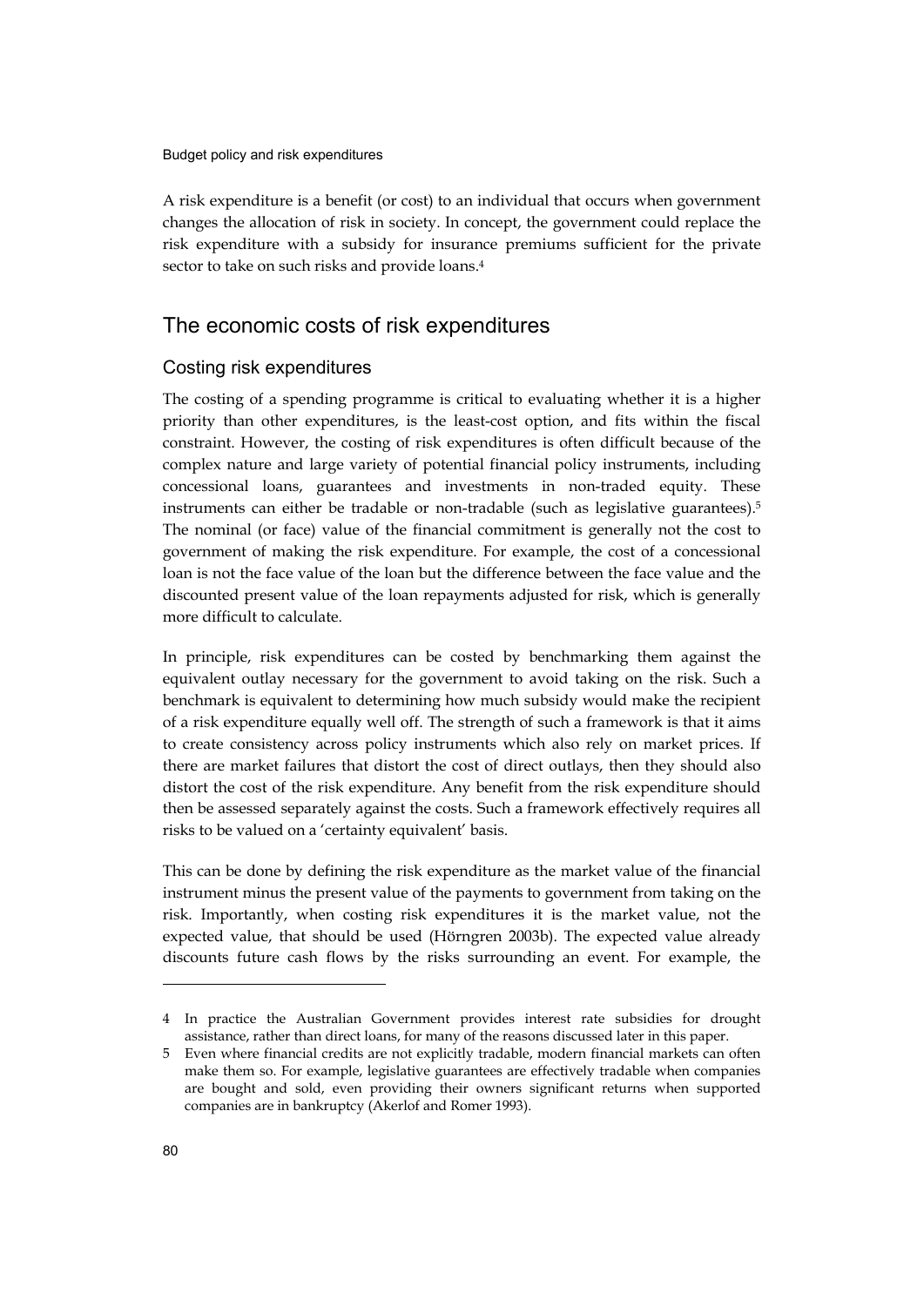A risk expenditure is a benefit (or cost) to an individual that occurs when government changes the allocation of risk in society. In concept, the government could replace the risk expenditure with a subsidy for insurance premiums sufficient for the private sector to take on such risks and provide loans.[4]

## The economic costs of risk expenditures

### Costing risk expenditures

The costing of a spending programme is critical to evaluating whether it is a higher priority than other expenditures, is the least-cost option, and fits within the fiscal constraint. However, the costing of risk expenditures is often difficult because of the complex nature and large variety of potential financial policy instruments, including concessional loans, guarantees and investments in non-traded equity. These instruments can either be tradable or non-tradable (such as legislative guarantees).[5] The nominal (or face) value of the financial commitment is generally not the cost to government of making the risk expenditure. For example, the cost of a concessional loan is not the face value of the loan but the difference between the face value and the discounted present value of the loan repayments adjusted for risk, which is generally more difficult to calculate.

In principle, risk expenditures can be costed by benchmarking them against the equivalent outlay necessary for the government to avoid taking on the risk. Such a benchmark is equivalent to determining how much subsidy would make the recipient of a risk expenditure equally well off. The strength of such a framework is that it aims to create consistency across policy instruments which also rely on market prices. If there are market failures that distort the cost of direct outlays, then they should also distort the cost of the risk expenditure. Any benefit from the risk expenditure should then be assessed separately against the costs. Such a framework effectively requires all risks to be valued on a 'certainty equivalent' basis.

This can be done by defining the risk expenditure as the market value of the financial instrument minus the present value of the payments to government from taking on the risk. Importantly, when costing risk expenditures it is the market value, not the expected value, that should be used (Hörngren 2003b). The expected value already discounts future cash flows by the risks surrounding an event. For example, the

---

4 In practice the Australian Government provides interest rate subsidies for drought assistance, rather than direct loans, for many of the reasons discussed later in this paper.

5 Even where financial credits are not explicitly tradable, modern financial markets can often make them so. For example, legislative guarantees are effectively tradable when companies are bought and sold, even providing their owners significant returns when supported companies are in bankruptcy (Akerlof and Romer 1993).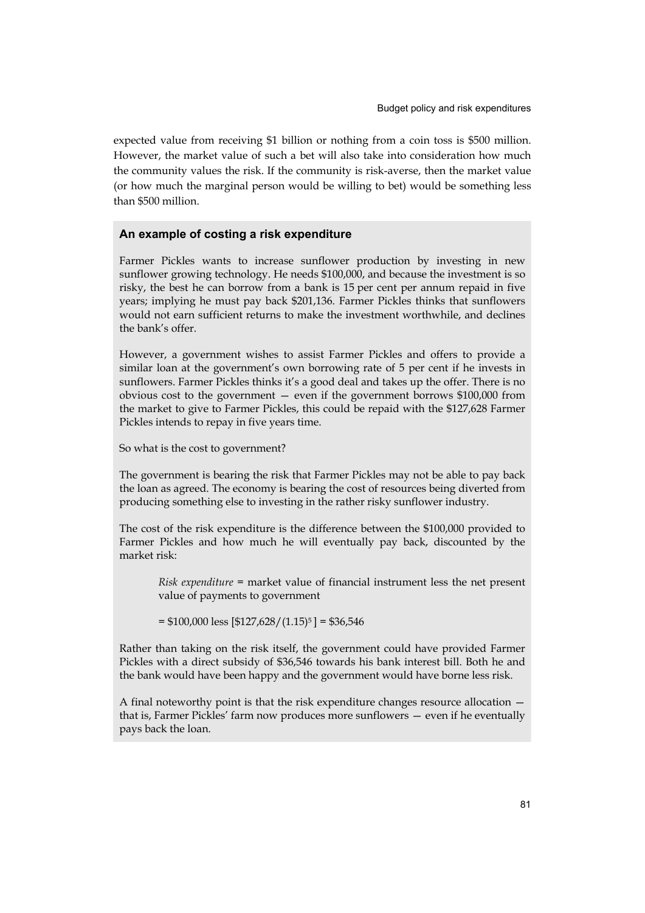expected value from receiving \$1 billion or nothing from a coin toss is \$500 million. However, the market value of such a bet will also take into consideration how much the community values the risk. If the community is risk-averse, then the market value (or how much the marginal person would be willing to bet) would be something less than \$500 million.

### An example of costing a risk expenditure

Farmer Pickles wants to increase sunflower production by investing in new sunflower growing technology. He needs \$100,000, and because the investment is so risky, the best he can borrow from a bank is 15 per cent per annum repaid in five years; implying he must pay back \$201,136. Farmer Pickles thinks that sunflowers would not earn sufficient returns to make the investment worthwhile, and declines the bank's offer.

However, a government wishes to assist Farmer Pickles and offers to provide a similar loan at the government's own borrowing rate of 5 per cent if he invests in sunflowers. Farmer Pickles thinks it's a good deal and takes up the offer. There is no obvious cost to the government — even if the government borrows \$100,000 from the market to give to Farmer Pickles, this could be repaid with the \$127,628 Farmer Pickles intends to repay in five years time.

So what is the cost to government?

The government is bearing the risk that Farmer Pickles may not be able to pay back the loan as agreed. The economy is bearing the cost of resources being diverted from producing something else to investing in the rather risky sunflower industry.

The cost of the risk expenditure is the difference between the \$100,000 provided to Farmer Pickles and how much he will eventually pay back, discounted by the market risk:

> *Risk expenditure* = market value of financial instrument less the net present value of payments to government
>
> $= \$100{,}000 \text{ less } [\$127{,}628/(1.15)^5] = \$36{,}546$

Rather than taking on the risk itself, the government could have provided Farmer Pickles with a direct subsidy of \$36,546 towards his bank interest bill. Both he and the bank would have been happy and the government would have borne less risk.

A final noteworthy point is that the risk expenditure changes resource allocation — that is, Farmer Pickles' farm now produces more sunflowers — even if he eventually pays back the loan.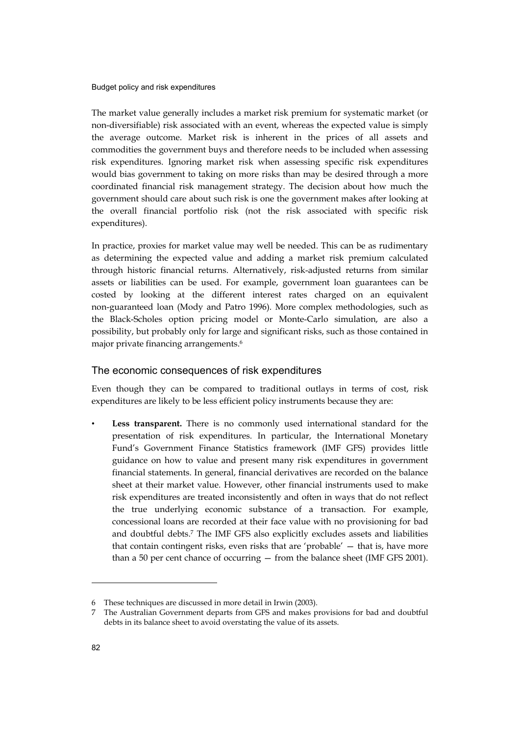The market value generally includes a market risk premium for systematic market (or non-diversifiable) risk associated with an event, whereas the expected value is simply the average outcome. Market risk is inherent in the prices of all assets and commodities the government buys and therefore needs to be included when assessing risk expenditures. Ignoring market risk when assessing specific risk expenditures would bias government to taking on more risks than may be desired through a more coordinated financial risk management strategy. The decision about how much the government should care about such risk is one the government makes after looking at the overall financial portfolio risk (not the risk associated with specific risk expenditures).

In practice, proxies for market value may well be needed. This can be as rudimentary as determining the expected value and adding a market risk premium calculated through historic financial returns. Alternatively, risk-adjusted returns from similar assets or liabilities can be used. For example, government loan guarantees can be costed by looking at the different interest rates charged on an equivalent non-guaranteed loan (Mody and Patro 1996). More complex methodologies, such as the Black-Scholes option pricing model or Monte-Carlo simulation, are also a possibility, but probably only for large and significant risks, such as those contained in major private financing arrangements.[6]

## The economic consequences of risk expenditures

Even though they can be compared to traditional outlays in terms of cost, risk expenditures are likely to be less efficient policy instruments because they are:

- **Less transparent.** There is no commonly used international standard for the presentation of risk expenditures. In particular, the International Monetary Fund's Government Finance Statistics framework (IMF GFS) provides little guidance on how to value and present many risk expenditures in government financial statements. In general, financial derivatives are recorded on the balance sheet at their market value. However, other financial instruments used to make risk expenditures are treated inconsistently and often in ways that do not reflect the true underlying economic substance of a transaction. For example, concessional loans are recorded at their face value with no provisioning for bad and doubtful debts.[7] The IMF GFS also explicitly excludes assets and liabilities that contain contingent risks, even risks that are 'probable' — that is, have more than a 50 per cent chance of occurring — from the balance sheet (IMF GFS 2001).

---

6 These techniques are discussed in more detail in Irwin (2003).

7 The Australian Government departs from GFS and makes provisions for bad and doubtful debts in its balance sheet to avoid overstating the value of its assets.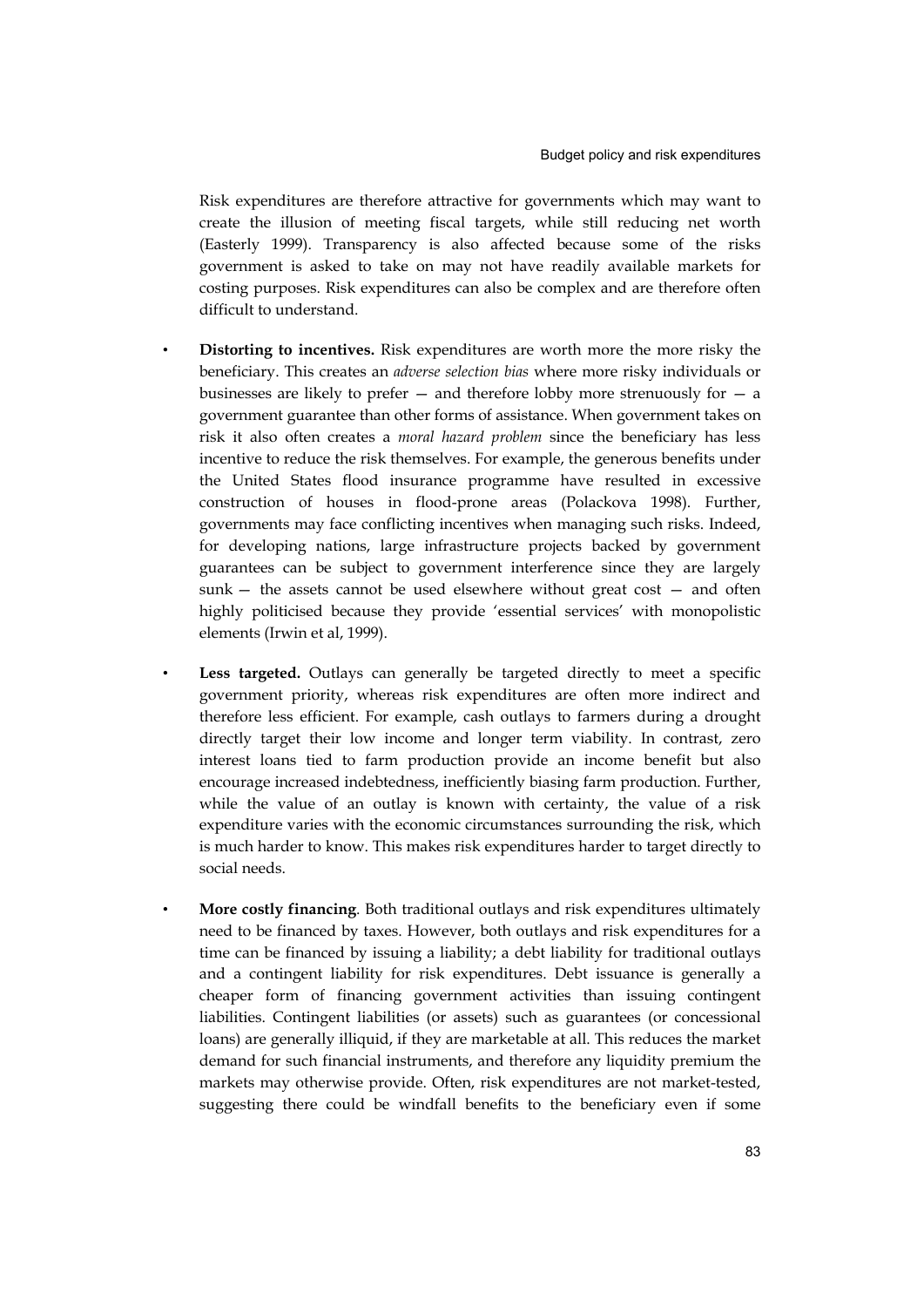Risk expenditures are therefore attractive for governments which may want to create the illusion of meeting fiscal targets, while still reducing net worth (Easterly 1999). Transparency is also affected because some of the risks government is asked to take on may not have readily available markets for costing purposes. Risk expenditures can also be complex and are therefore often difficult to understand.

- **Distorting to incentives.** Risk expenditures are worth more the more risky the beneficiary. This creates an *adverse selection bias* where more risky individuals or businesses are likely to prefer — and therefore lobby more strenuously for — a government guarantee than other forms of assistance. When government takes on risk it also often creates a *moral hazard problem* since the beneficiary has less incentive to reduce the risk themselves. For example, the generous benefits under the United States flood insurance programme have resulted in excessive construction of houses in flood-prone areas (Polackova 1998). Further, governments may face conflicting incentives when managing such risks. Indeed, for developing nations, large infrastructure projects backed by government guarantees can be subject to government interference since they are largely sunk — the assets cannot be used elsewhere without great cost — and often highly politicised because they provide 'essential services' with monopolistic elements (Irwin et al, 1999).

- **Less targeted.** Outlays can generally be targeted directly to meet a specific government priority, whereas risk expenditures are often more indirect and therefore less efficient. For example, cash outlays to farmers during a drought directly target their low income and longer term viability. In contrast, zero interest loans tied to farm production provide an income benefit but also encourage increased indebtedness, inefficiently biasing farm production. Further, while the value of an outlay is known with certainty, the value of a risk expenditure varies with the economic circumstances surrounding the risk, which is much harder to know. This makes risk expenditures harder to target directly to social needs.

- **More costly financing**. Both traditional outlays and risk expenditures ultimately need to be financed by taxes. However, both outlays and risk expenditures for a time can be financed by issuing a liability; a debt liability for traditional outlays and a contingent liability for risk expenditures. Debt issuance is generally a cheaper form of financing government activities than issuing contingent liabilities. Contingent liabilities (or assets) such as guarantees (or concessional loans) are generally illiquid, if they are marketable at all. This reduces the market demand for such financial instruments, and therefore any liquidity premium the markets may otherwise provide. Often, risk expenditures are not market-tested, suggesting there could be windfall benefits to the beneficiary even if some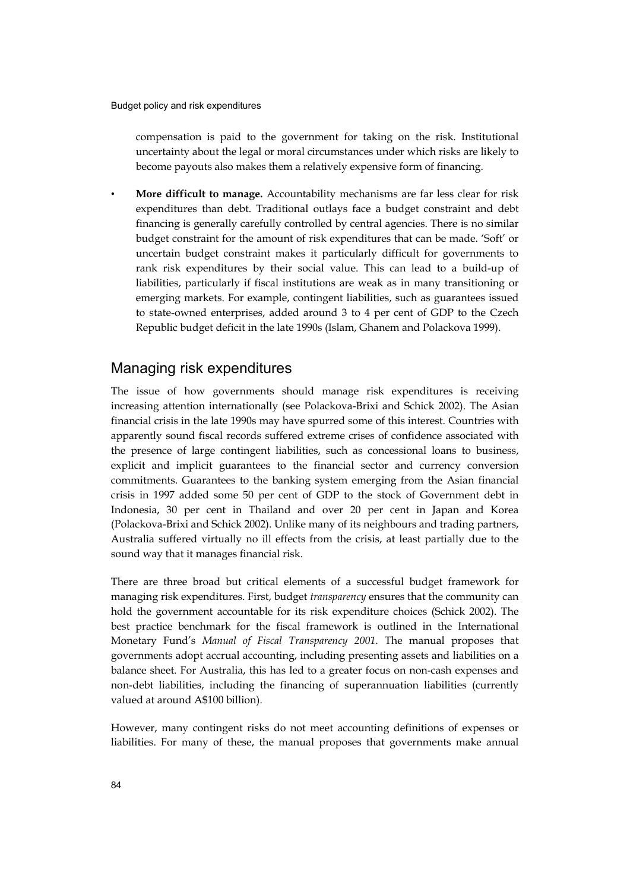compensation is paid to the government for taking on the risk. Institutional uncertainty about the legal or moral circumstances under which risks are likely to become payouts also makes them a relatively expensive form of financing.

- **More difficult to manage.** Accountability mechanisms are far less clear for risk expenditures than debt. Traditional outlays face a budget constraint and debt financing is generally carefully controlled by central agencies. There is no similar budget constraint for the amount of risk expenditures that can be made. 'Soft' or uncertain budget constraint makes it particularly difficult for governments to rank risk expenditures by their social value. This can lead to a build-up of liabilities, particularly if fiscal institutions are weak as in many transitioning or emerging markets. For example, contingent liabilities, such as guarantees issued to state-owned enterprises, added around 3 to 4 per cent of GDP to the Czech Republic budget deficit in the late 1990s (Islam, Ghanem and Polackova 1999).

## Managing risk expenditures

The issue of how governments should manage risk expenditures is receiving increasing attention internationally (see Polackova-Brixi and Schick 2002). The Asian financial crisis in the late 1990s may have spurred some of this interest. Countries with apparently sound fiscal records suffered extreme crises of confidence associated with the presence of large contingent liabilities, such as concessional loans to business, explicit and implicit guarantees to the financial sector and currency conversion commitments. Guarantees to the banking system emerging from the Asian financial crisis in 1997 added some 50 per cent of GDP to the stock of Government debt in Indonesia, 30 per cent in Thailand and over 20 per cent in Japan and Korea (Polackova-Brixi and Schick 2002). Unlike many of its neighbours and trading partners, Australia suffered virtually no ill effects from the crisis, at least partially due to the sound way that it manages financial risk.

There are three broad but critical elements of a successful budget framework for managing risk expenditures. First, budget *transparency* ensures that the community can hold the government accountable for its risk expenditure choices (Schick 2002). The best practice benchmark for the fiscal framework is outlined in the International Monetary Fund's *Manual of Fiscal Transparency 2001*. The manual proposes that governments adopt accrual accounting, including presenting assets and liabilities on a balance sheet. For Australia, this has led to a greater focus on non-cash expenses and non-debt liabilities, including the financing of superannuation liabilities (currently valued at around A$100 billion).

However, many contingent risks do not meet accounting definitions of expenses or liabilities. For many of these, the manual proposes that governments make annual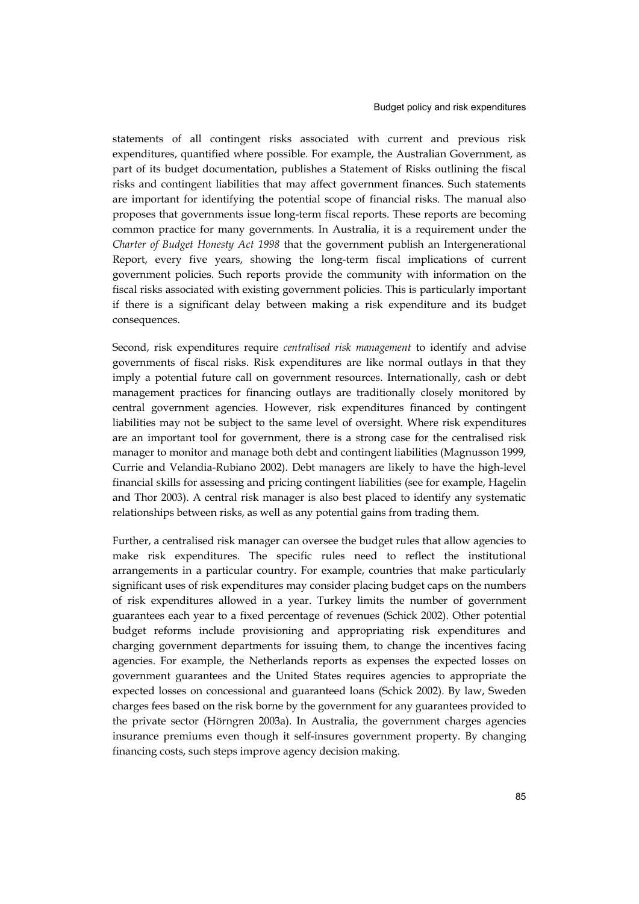statements of all contingent risks associated with current and previous risk expenditures, quantified where possible. For example, the Australian Government, as part of its budget documentation, publishes a Statement of Risks outlining the fiscal risks and contingent liabilities that may affect government finances. Such statements are important for identifying the potential scope of financial risks. The manual also proposes that governments issue long-term fiscal reports. These reports are becoming common practice for many governments. In Australia, it is a requirement under the *Charter of Budget Honesty Act 1998* that the government publish an Intergenerational Report, every five years, showing the long-term fiscal implications of current government policies. Such reports provide the community with information on the fiscal risks associated with existing government policies. This is particularly important if there is a significant delay between making a risk expenditure and its budget consequences.

Second, risk expenditures require *centralised risk management* to identify and advise governments of fiscal risks. Risk expenditures are like normal outlays in that they imply a potential future call on government resources. Internationally, cash or debt management practices for financing outlays are traditionally closely monitored by central government agencies. However, risk expenditures financed by contingent liabilities may not be subject to the same level of oversight. Where risk expenditures are an important tool for government, there is a strong case for the centralised risk manager to monitor and manage both debt and contingent liabilities (Magnusson 1999, Currie and Velandia-Rubiano 2002). Debt managers are likely to have the high-level financial skills for assessing and pricing contingent liabilities (see for example, Hagelin and Thor 2003). A central risk manager is also best placed to identify any systematic relationships between risks, as well as any potential gains from trading them.

Further, a centralised risk manager can oversee the budget rules that allow agencies to make risk expenditures. The specific rules need to reflect the institutional arrangements in a particular country. For example, countries that make particularly significant uses of risk expenditures may consider placing budget caps on the numbers of risk expenditures allowed in a year. Turkey limits the number of government guarantees each year to a fixed percentage of revenues (Schick 2002). Other potential budget reforms include provisioning and appropriating risk expenditures and charging government departments for issuing them, to change the incentives facing agencies. For example, the Netherlands reports as expenses the expected losses on government guarantees and the United States requires agencies to appropriate the expected losses on concessional and guaranteed loans (Schick 2002). By law, Sweden charges fees based on the risk borne by the government for any guarantees provided to the private sector (Hörngren 2003a). In Australia, the government charges agencies insurance premiums even though it self-insures government property. By changing financing costs, such steps improve agency decision making.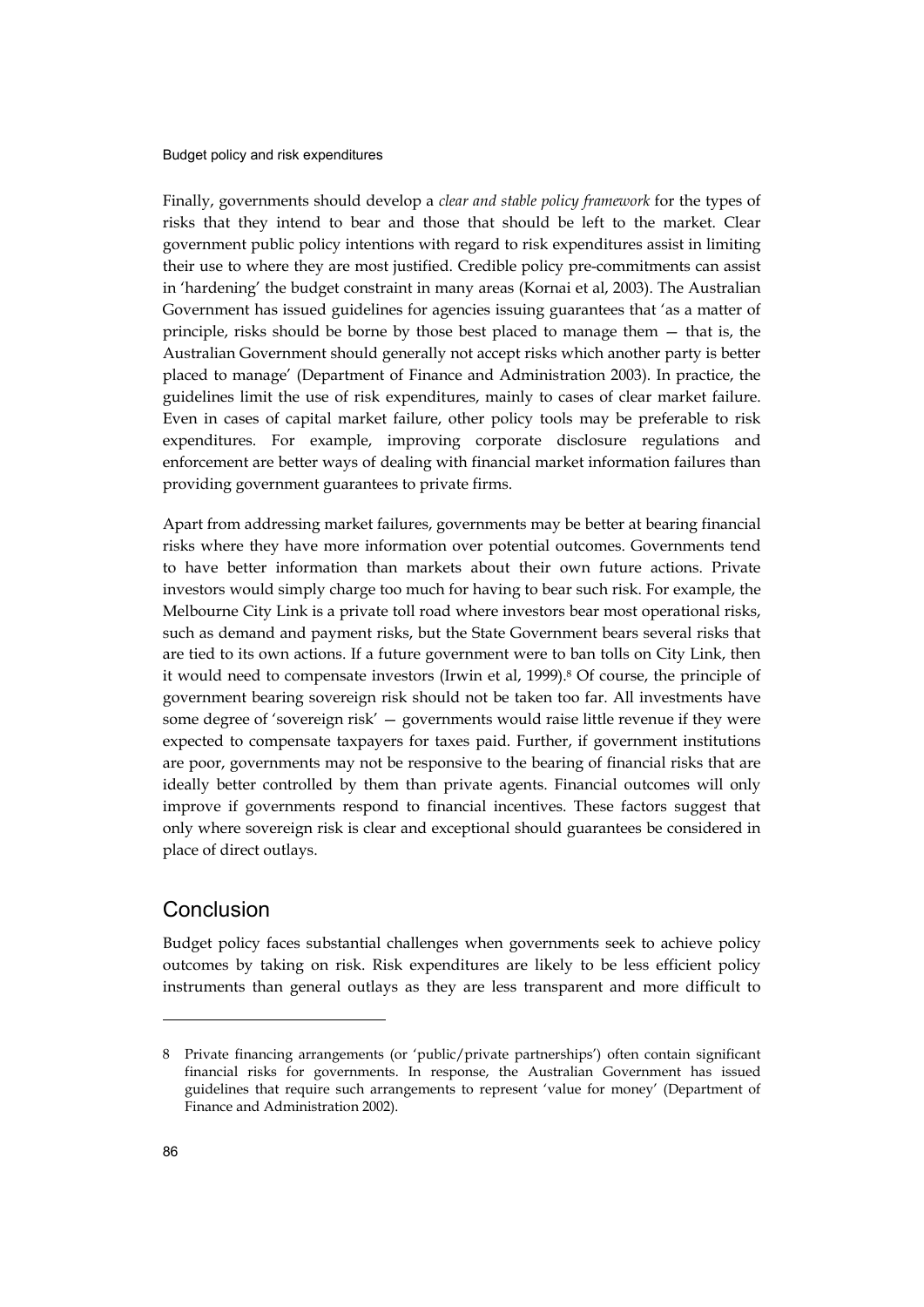Finally, governments should develop a *clear and stable policy framework* for the types of risks that they intend to bear and those that should be left to the market. Clear government public policy intentions with regard to risk expenditures assist in limiting their use to where they are most justified. Credible policy pre-commitments can assist in 'hardening' the budget constraint in many areas (Kornai et al, 2003). The Australian Government has issued guidelines for agencies issuing guarantees that 'as a matter of principle, risks should be borne by those best placed to manage them — that is, the Australian Government should generally not accept risks which another party is better placed to manage' (Department of Finance and Administration 2003). In practice, the guidelines limit the use of risk expenditures, mainly to cases of clear market failure. Even in cases of capital market failure, other policy tools may be preferable to risk expenditures. For example, improving corporate disclosure regulations and enforcement are better ways of dealing with financial market information failures than providing government guarantees to private firms.

Apart from addressing market failures, governments may be better at bearing financial risks where they have more information over potential outcomes. Governments tend to have better information than markets about their own future actions. Private investors would simply charge too much for having to bear such risk. For example, the Melbourne City Link is a private toll road where investors bear most operational risks, such as demand and payment risks, but the State Government bears several risks that are tied to its own actions. If a future government were to ban tolls on City Link, then it would need to compensate investors (Irwin et al, 1999).[8] Of course, the principle of government bearing sovereign risk should not be taken too far. All investments have some degree of 'sovereign risk' — governments would raise little revenue if they were expected to compensate taxpayers for taxes paid. Further, if government institutions are poor, governments may not be responsive to the bearing of financial risks that are ideally better controlled by them than private agents. Financial outcomes will only improve if governments respond to financial incentives. These factors suggest that only where sovereign risk is clear and exceptional should guarantees be considered in place of direct outlays.

## Conclusion

Budget policy faces substantial challenges when governments seek to achieve policy outcomes by taking on risk. Risk expenditures are likely to be less efficient policy instruments than general outlays as they are less transparent and more difficult to

---

8 Private financing arrangements (or 'public/private partnerships') often contain significant financial risks for governments. In response, the Australian Government has issued guidelines that require such arrangements to represent 'value for money' (Department of Finance and Administration 2002).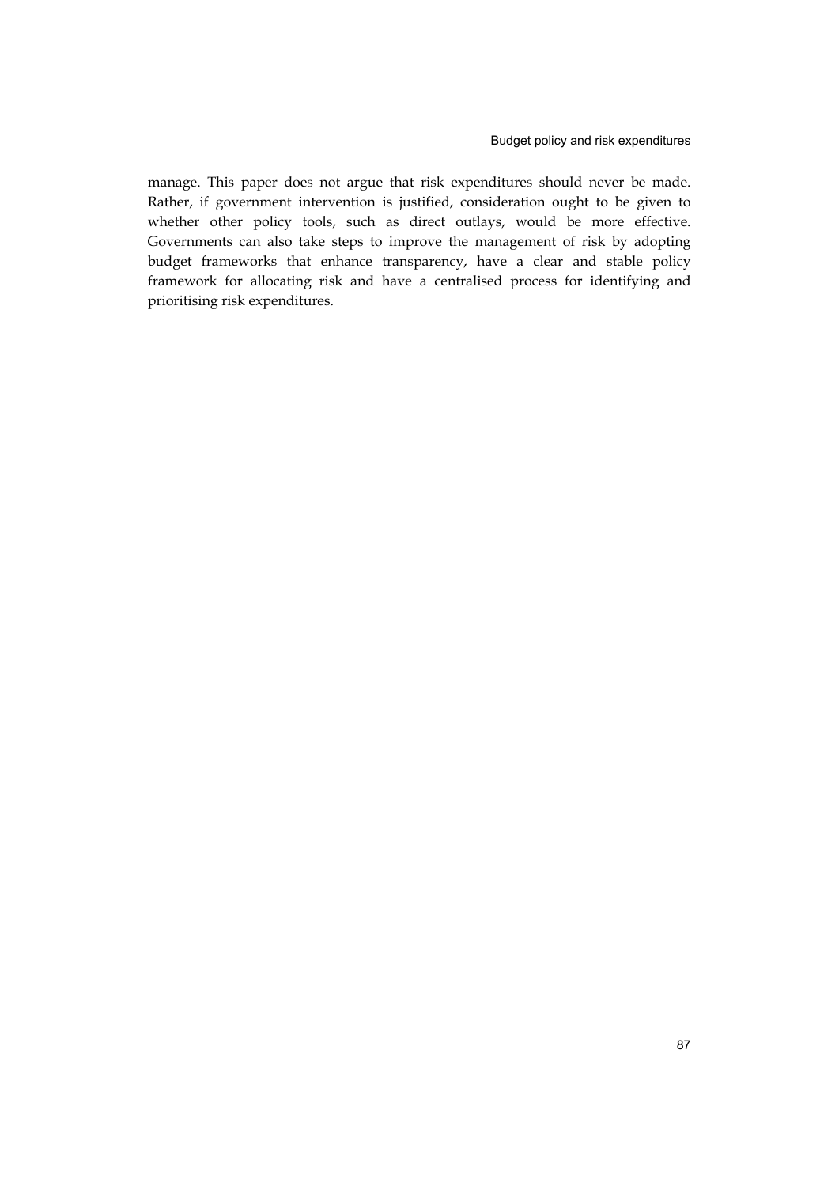manage. This paper does not argue that risk expenditures should never be made. Rather, if government intervention is justified, consideration ought to be given to whether other policy tools, such as direct outlays, would be more effective. Governments can also take steps to improve the management of risk by adopting budget frameworks that enhance transparency, have a clear and stable policy framework for allocating risk and have a centralised process for identifying and prioritising risk expenditures.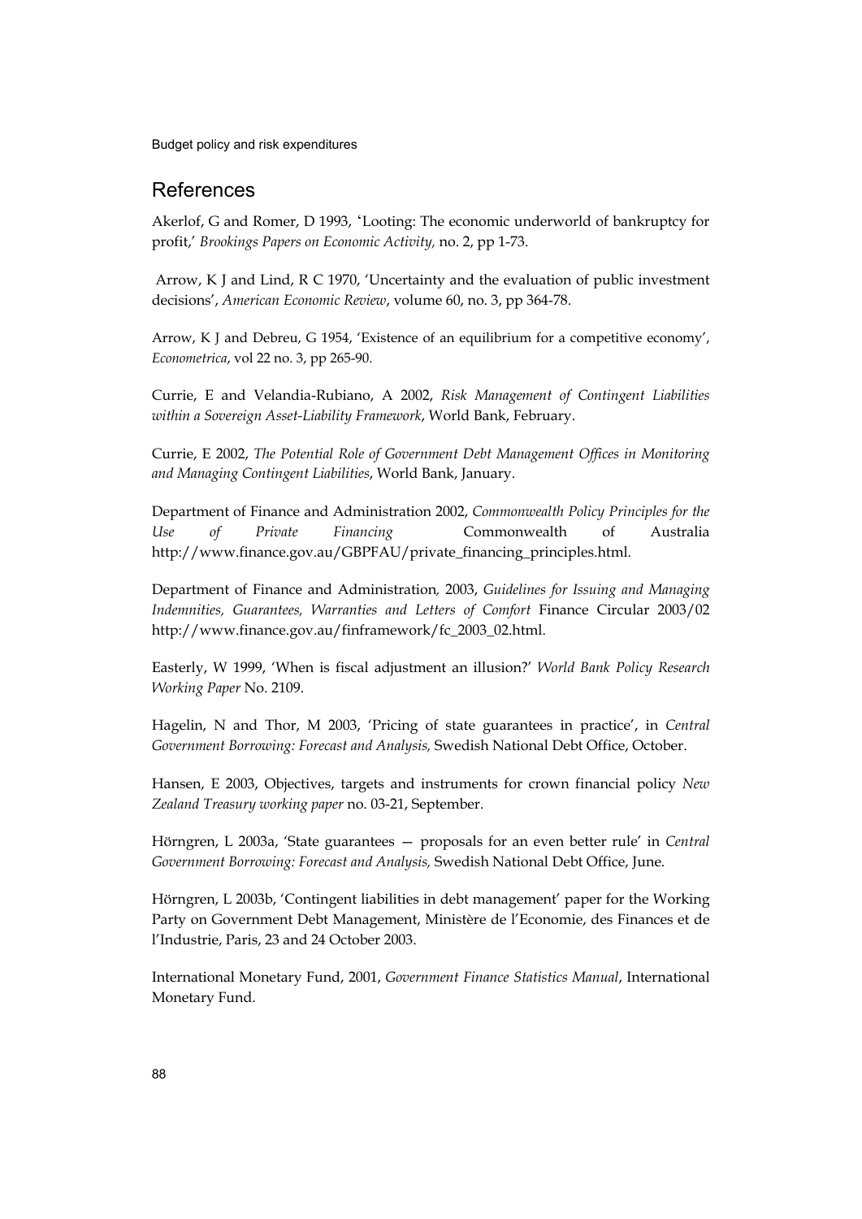## References

Akerlof, G and Romer, D 1993, 'Looting: The economic underworld of bankruptcy for profit,' *Brookings Papers on Economic Activity,* no. 2, pp 1-73.

Arrow, K J and Lind, R C 1970, 'Uncertainty and the evaluation of public investment decisions', *American Economic Review*, volume 60, no. 3, pp 364-78.

Arrow, K J and Debreu, G 1954, 'Existence of an equilibrium for a competitive economy', *Econometrica*, vol 22 no. 3, pp 265-90.

Currie, E and Velandia-Rubiano, A 2002, *Risk Management of Contingent Liabilities within a Sovereign Asset-Liability Framework*, World Bank, February.

Currie, E 2002, *The Potential Role of Government Debt Management Offices in Monitoring and Managing Contingent Liabilities*, World Bank, January.

Department of Finance and Administration 2002, *Commonwealth Policy Principles for the Use of Private Financing* Commonwealth of Australia http://www.finance.gov.au/GBPFAU/private_financing_principles.html.

Department of Finance and Administration, 2003, *Guidelines for Issuing and Managing Indemnities, Guarantees, Warranties and Letters of Comfort* Finance Circular 2003/02 http://www.finance.gov.au/finframework/fc_2003_02.html.

Easterly, W 1999, 'When is fiscal adjustment an illusion?' *World Bank Policy Research Working Paper* No. 2109.

Hagelin, N and Thor, M 2003, 'Pricing of state guarantees in practice', in *Central Government Borrowing: Forecast and Analysis,* Swedish National Debt Office, October.

Hansen, E 2003, Objectives, targets and instruments for crown financial policy *New Zealand Treasury working paper* no. 03-21, September.

Hörngren, L 2003a, 'State guarantees — proposals for an even better rule' in *Central Government Borrowing: Forecast and Analysis,* Swedish National Debt Office, June.

Hörngren, L 2003b, 'Contingent liabilities in debt management' paper for the Working Party on Government Debt Management, Ministère de l'Economie, des Finances et de l'Industrie, Paris, 23 and 24 October 2003.

International Monetary Fund, 2001, *Government Finance Statistics Manual*, International Monetary Fund.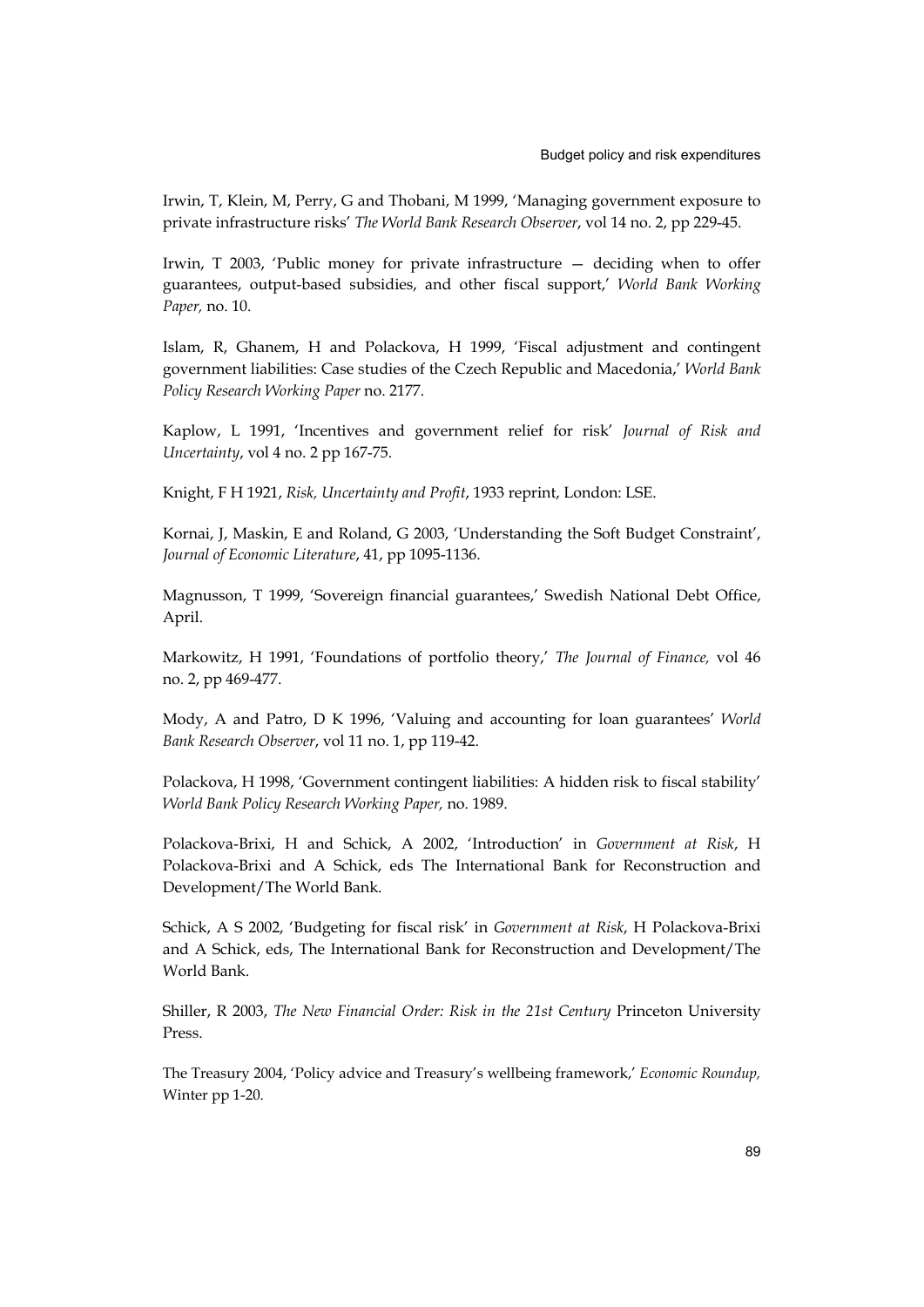Irwin, T, Klein, M, Perry, G and Thobani, M 1999, 'Managing government exposure to private infrastructure risks' *The World Bank Research Observer*, vol 14 no. 2, pp 229-45.

Irwin, T 2003, 'Public money for private infrastructure — deciding when to offer guarantees, output-based subsidies, and other fiscal support,' *World Bank Working Paper,* no. 10.

Islam, R, Ghanem, H and Polackova, H 1999, 'Fiscal adjustment and contingent government liabilities: Case studies of the Czech Republic and Macedonia,' *World Bank Policy Research Working Paper* no. 2177.

Kaplow, L 1991, 'Incentives and government relief for risk' *Journal of Risk and Uncertainty*, vol 4 no. 2 pp 167-75.

Knight, F H 1921, *Risk, Uncertainty and Profit*, 1933 reprint, London: LSE.

Kornai, J, Maskin, E and Roland, G 2003, 'Understanding the Soft Budget Constraint', *Journal of Economic Literature*, 41, pp 1095-1136.

Magnusson, T 1999, 'Sovereign financial guarantees,' Swedish National Debt Office, April.

Markowitz, H 1991, 'Foundations of portfolio theory,' *The Journal of Finance,* vol 46 no. 2, pp 469-477.

Mody, A and Patro, D K 1996, 'Valuing and accounting for loan guarantees' *World Bank Research Observer*, vol 11 no. 1, pp 119-42.

Polackova, H 1998, 'Government contingent liabilities: A hidden risk to fiscal stability' *World Bank Policy Research Working Paper,* no. 1989.

Polackova-Brixi, H and Schick, A 2002, 'Introduction' in *Government at Risk*, H Polackova-Brixi and A Schick, eds The International Bank for Reconstruction and Development/The World Bank.

Schick, A S 2002, 'Budgeting for fiscal risk' in *Government at Risk*, H Polackova-Brixi and A Schick, eds, The International Bank for Reconstruction and Development/The World Bank.

Shiller, R 2003, *The New Financial Order: Risk in the 21st Century* Princeton University Press.

The Treasury 2004, 'Policy advice and Treasury's wellbeing framework,' *Economic Roundup,* Winter pp 1-20.